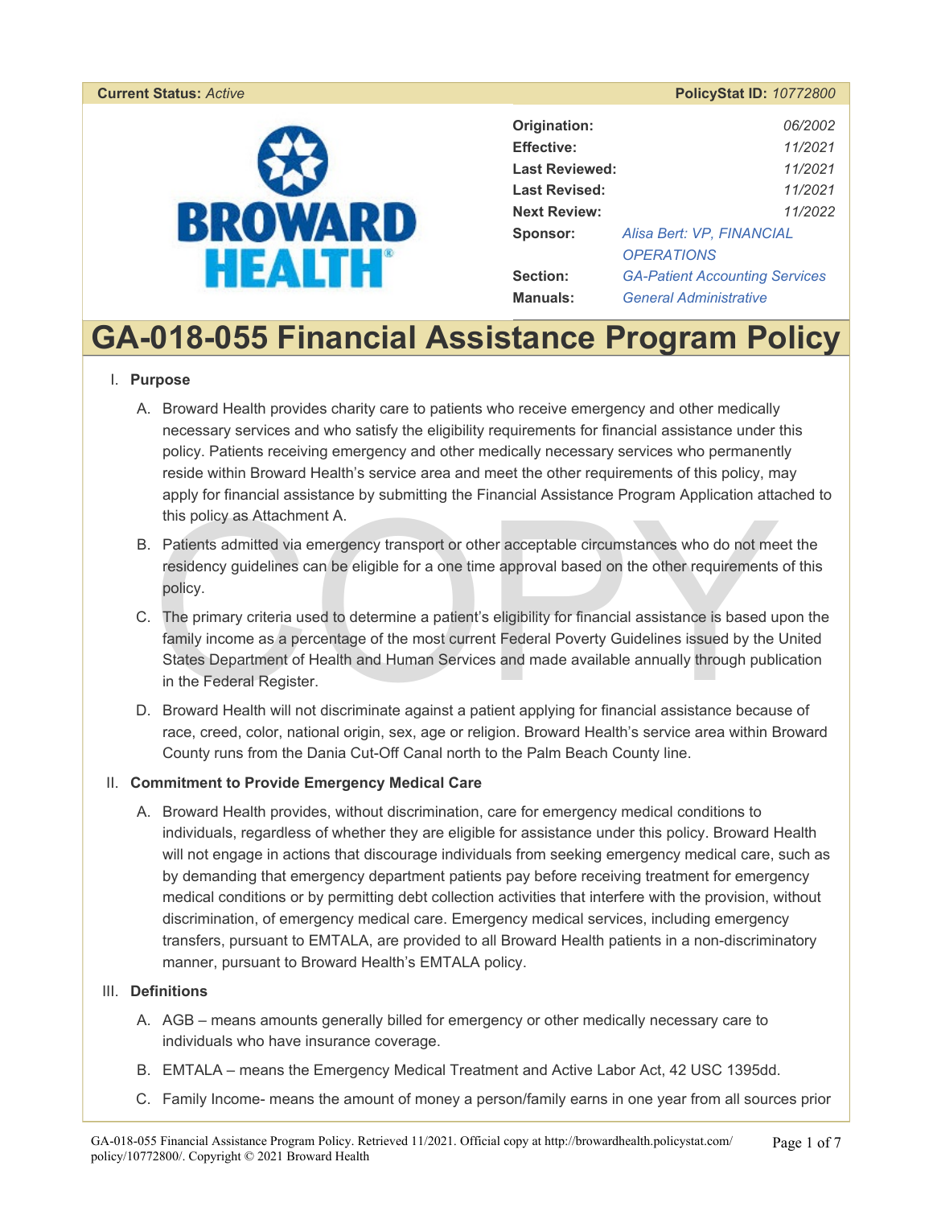**Current Status:** *Active* **PolicyStat ID:** *10772800*

| | |
|---|---|
| **Origination:** | 06/2002 |
| **Effective:** | 11/2021 |
| **Last Reviewed:** | 11/2021 |
| **Last Revised:** | 11/2021 |
| **Next Review:** | 11/2022 |
| **Sponsor:** | Alisa Bert: VP, FINANCIAL OPERATIONS |
| **Section:** | GA-Patient Accounting Services |
| **Manuals:** | General Administrative |

# GA-018-055 Financial Assistance Program Policy

I. **Purpose**

A. Broward Health provides charity care to patients who receive emergency and other medically necessary services and who satisfy the eligibility requirements for financial assistance under this policy. Patients receiving emergency and other medically necessary services who permanently reside within Broward Health's service area and meet the other requirements of this policy, may apply for financial assistance by submitting the Financial Assistance Program Application attached to this policy as Attachment A.

B. Patients admitted via emergency transport or other acceptable circumstances who do not meet the residency guidelines can be eligible for a one time approval based on the other requirements of this policy.

C. The primary criteria used to determine a patient's eligibility for financial assistance is based upon the family income as a percentage of the most current Federal Poverty Guidelines issued by the United States Department of Health and Human Services and made available annually through publication in the Federal Register.

D. Broward Health will not discriminate against a patient applying for financial assistance because of race, creed, color, national origin, sex, age or religion. Broward Health's service area within Broward County runs from the Dania Cut-Off Canal north to the Palm Beach County line.

II. **Commitment to Provide Emergency Medical Care**

A. Broward Health provides, without discrimination, care for emergency medical conditions to individuals, regardless of whether they are eligible for assistance under this policy. Broward Health will not engage in actions that discourage individuals from seeking emergency medical care, such as by demanding that emergency department patients pay before receiving treatment for emergency medical conditions or by permitting debt collection activities that interfere with the provision, without discrimination, of emergency medical care. Emergency medical services, including emergency transfers, pursuant to EMTALA, are provided to all Broward Health patients in a non-discriminatory manner, pursuant to Broward Health's EMTALA policy.

III. **Definitions**

A. AGB – means amounts generally billed for emergency or other medically necessary care to individuals who have insurance coverage.

B. EMTALA – means the Emergency Medical Treatment and Active Labor Act, 42 USC 1395dd.

C. Family Income- means the amount of money a person/family earns in one year from all sources prior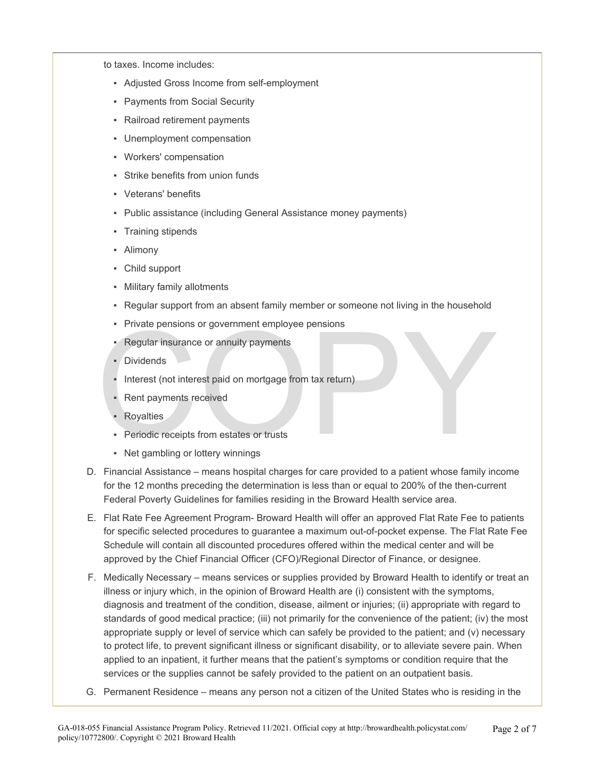to taxes. Income includes:

- Adjusted Gross Income from self-employment
- Payments from Social Security
- Railroad retirement payments
- Unemployment compensation
- Workers' compensation
- Strike benefits from union funds
- Veterans' benefits
- Public assistance (including General Assistance money payments)
- Training stipends
- Alimony
- Child support
- Military family allotments
- Regular support from an absent family member or someone not living in the household
- Private pensions or government employee pensions
- Regular insurance or annuity payments
- Dividends
- Interest (not interest paid on mortgage from tax return)
- Rent payments received
- Royalties
- Periodic receipts from estates or trusts
- Net gambling or lottery winnings

D. Financial Assistance – means hospital charges for care provided to a patient whose family income for the 12 months preceding the determination is less than or equal to 200% of the then-current Federal Poverty Guidelines for families residing in the Broward Health service area.

E. Flat Rate Fee Agreement Program- Broward Health will offer an approved Flat Rate Fee to patients for specific selected procedures to guarantee a maximum out-of-pocket expense. The Flat Rate Fee Schedule will contain all discounted procedures offered within the medical center and will be approved by the Chief Financial Officer (CFO)/Regional Director of Finance, or designee.

F. Medically Necessary – means services or supplies provided by Broward Health to identify or treat an illness or injury which, in the opinion of Broward Health are (i) consistent with the symptoms, diagnosis and treatment of the condition, disease, ailment or injuries; (ii) appropriate with regard to standards of good medical practice; (iii) not primarily for the convenience of the patient; (iv) the most appropriate supply or level of service which can safely be provided to the patient; and (v) necessary to protect life, to prevent significant illness or significant disability, or to alleviate severe pain. When applied to an inpatient, it further means that the patient's symptoms or condition require that the services or the supplies cannot be safely provided to the patient on an outpatient basis.

G. Permanent Residence – means any person not a citizen of the United States who is residing in the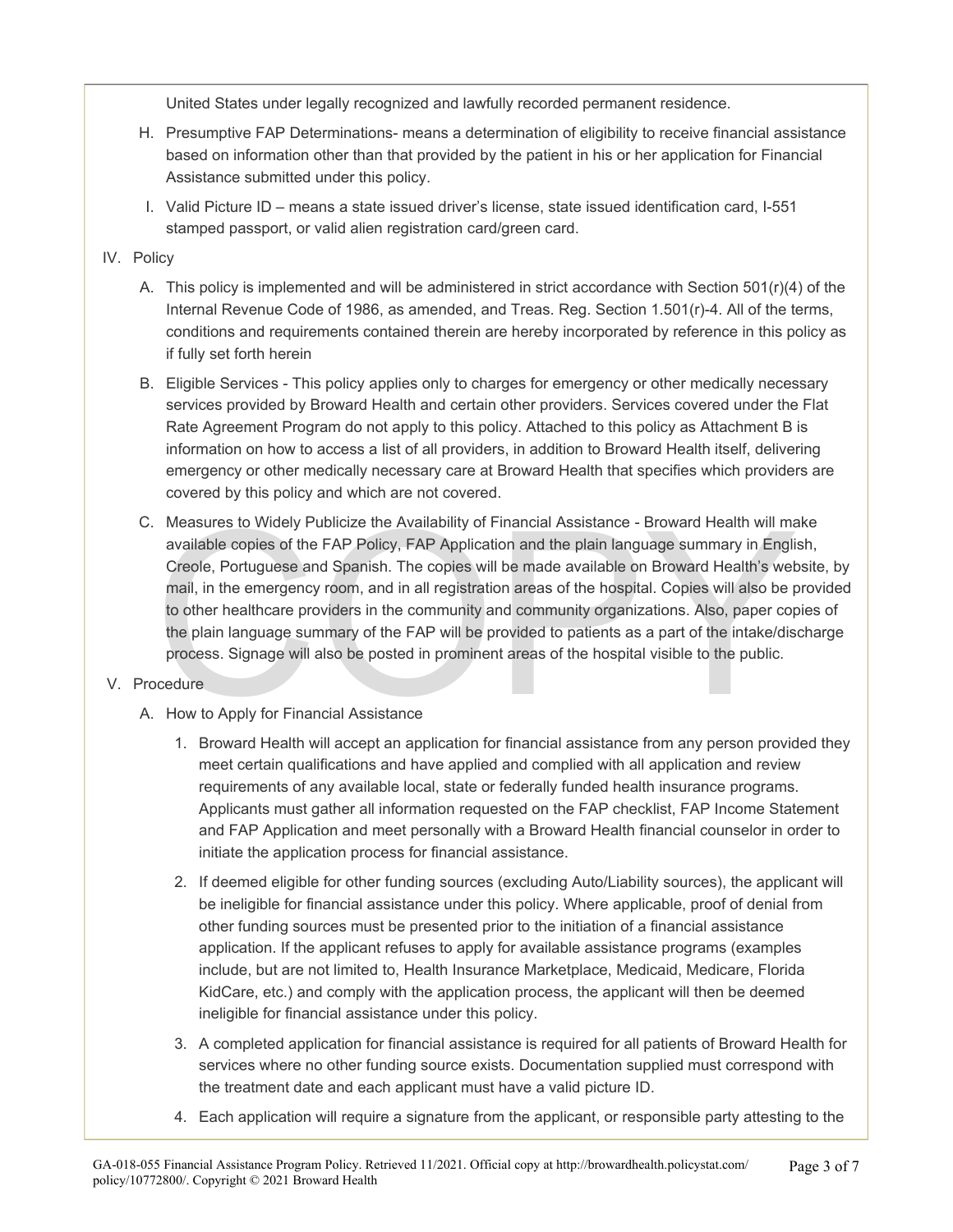United States under legally recognized and lawfully recorded permanent residence.

H. Presumptive FAP Determinations- means a determination of eligibility to receive financial assistance based on information other than that provided by the patient in his or her application for Financial Assistance submitted under this policy.

I. Valid Picture ID – means a state issued driver's license, state issued identification card, I-551 stamped passport, or valid alien registration card/green card.

IV. Policy

A. This policy is implemented and will be administered in strict accordance with Section 501(r)(4) of the Internal Revenue Code of 1986, as amended, and Treas. Reg. Section 1.501(r)-4. All of the terms, conditions and requirements contained therein are hereby incorporated by reference in this policy as if fully set forth herein

B. Eligible Services - This policy applies only to charges for emergency or other medically necessary services provided by Broward Health and certain other providers. Services covered under the Flat Rate Agreement Program do not apply to this policy. Attached to this policy as Attachment B is information on how to access a list of all providers, in addition to Broward Health itself, delivering emergency or other medically necessary care at Broward Health that specifies which providers are covered by this policy and which are not covered.

C. Measures to Widely Publicize the Availability of Financial Assistance - Broward Health will make available copies of the FAP Policy, FAP Application and the plain language summary in English, Creole, Portuguese and Spanish. The copies will be made available on Broward Health's website, by mail, in the emergency room, and in all registration areas of the hospital. Copies will also be provided to other healthcare providers in the community and community organizations. Also, paper copies of the plain language summary of the FAP will be provided to patients as a part of the intake/discharge process. Signage will also be posted in prominent areas of the hospital visible to the public.

V. Procedure

A. How to Apply for Financial Assistance

1. Broward Health will accept an application for financial assistance from any person provided they meet certain qualifications and have applied and complied with all application and review requirements of any available local, state or federally funded health insurance programs. Applicants must gather all information requested on the FAP checklist, FAP Income Statement and FAP Application and meet personally with a Broward Health financial counselor in order to initiate the application process for financial assistance.

2. If deemed eligible for other funding sources (excluding Auto/Liability sources), the applicant will be ineligible for financial assistance under this policy. Where applicable, proof of denial from other funding sources must be presented prior to the initiation of a financial assistance application. If the applicant refuses to apply for available assistance programs (examples include, but are not limited to, Health Insurance Marketplace, Medicaid, Medicare, Florida KidCare, etc.) and comply with the application process, the applicant will then be deemed ineligible for financial assistance under this policy.

3. A completed application for financial assistance is required for all patients of Broward Health for services where no other funding source exists. Documentation supplied must correspond with the treatment date and each applicant must have a valid picture ID.

4. Each application will require a signature from the applicant, or responsible party attesting to the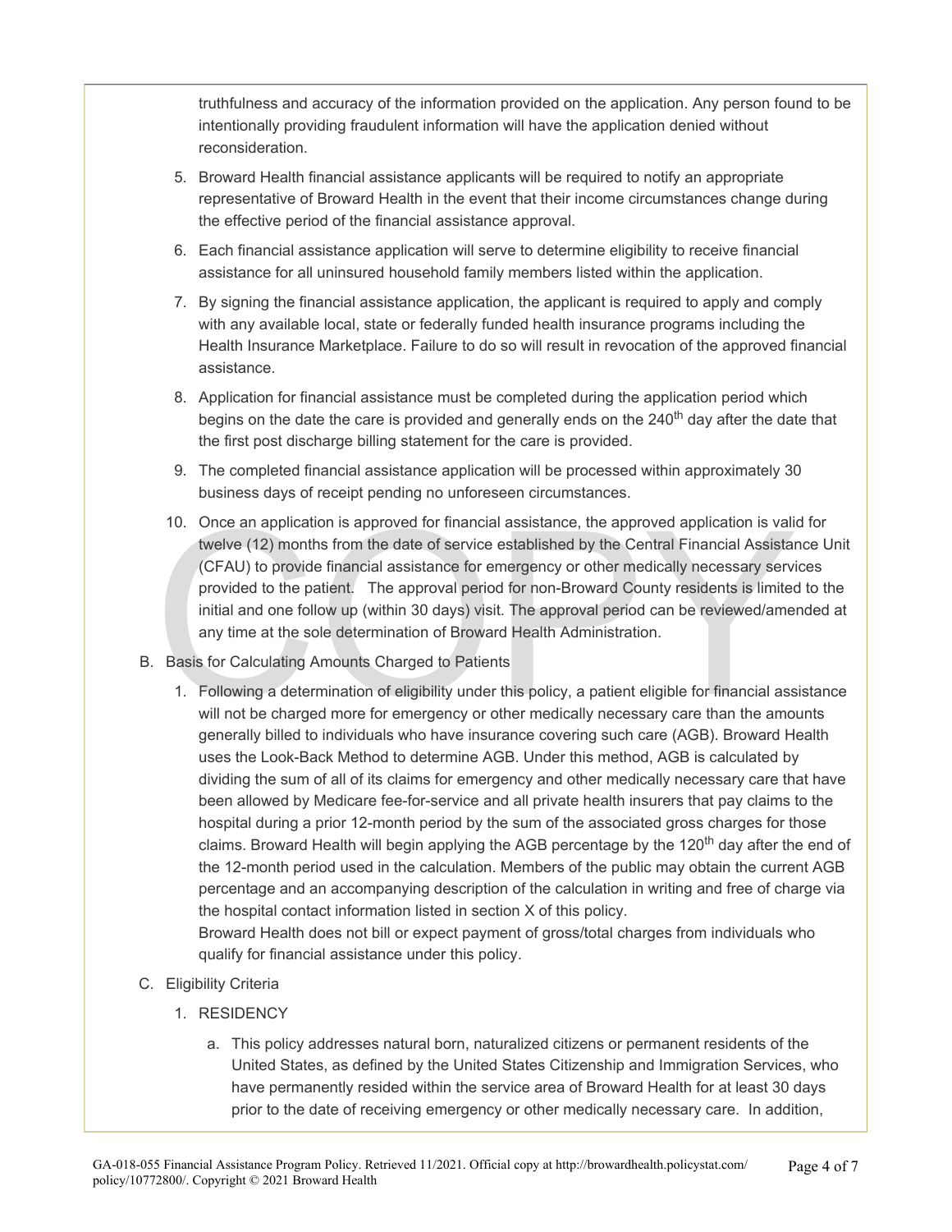truthfulness and accuracy of the information provided on the application. Any person found to be intentionally providing fraudulent information will have the application denied without reconsideration.

5. Broward Health financial assistance applicants will be required to notify an appropriate representative of Broward Health in the event that their income circumstances change during the effective period of the financial assistance approval.
6. Each financial assistance application will serve to determine eligibility to receive financial assistance for all uninsured household family members listed within the application.
7. By signing the financial assistance application, the applicant is required to apply and comply with any available local, state or federally funded health insurance programs including the Health Insurance Marketplace. Failure to do so will result in revocation of the approved financial assistance.
8. Application for financial assistance must be completed during the application period which begins on the date the care is provided and generally ends on the 240th day after the date that the first post discharge billing statement for the care is provided.
9. The completed financial assistance application will be processed within approximately 30 business days of receipt pending no unforeseen circumstances.
10. Once an application is approved for financial assistance, the approved application is valid for twelve (12) months from the date of service established by the Central Financial Assistance Unit (CFAU) to provide financial assistance for emergency or other medically necessary services provided to the patient. The approval period for non-Broward County residents is limited to the initial and one follow up (within 30 days) visit. The approval period can be reviewed/amended at any time at the sole determination of Broward Health Administration.

B. Basis for Calculating Amounts Charged to Patients

1. Following a determination of eligibility under this policy, a patient eligible for financial assistance will not be charged more for emergency or other medically necessary care than the amounts generally billed to individuals who have insurance covering such care (AGB). Broward Health uses the Look-Back Method to determine AGB. Under this method, AGB is calculated by dividing the sum of all of its claims for emergency and other medically necessary care that have been allowed by Medicare fee-for-service and all private health insurers that pay claims to the hospital during a prior 12-month period by the sum of the associated gross charges for those claims. Broward Health will begin applying the AGB percentage by the 120th day after the end of the 12-month period used in the calculation. Members of the public may obtain the current AGB percentage and an accompanying description of the calculation in writing and free of charge via the hospital contact information listed in section X of this policy.
   Broward Health does not bill or expect payment of gross/total charges from individuals who qualify for financial assistance under this policy.

C. Eligibility Criteria

1. RESIDENCY
   a. This policy addresses natural born, naturalized citizens or permanent residents of the United States, as defined by the United States Citizenship and Immigration Services, who have permanently resided within the service area of Broward Health for at least 30 days prior to the date of receiving emergency or other medically necessary care. In addition,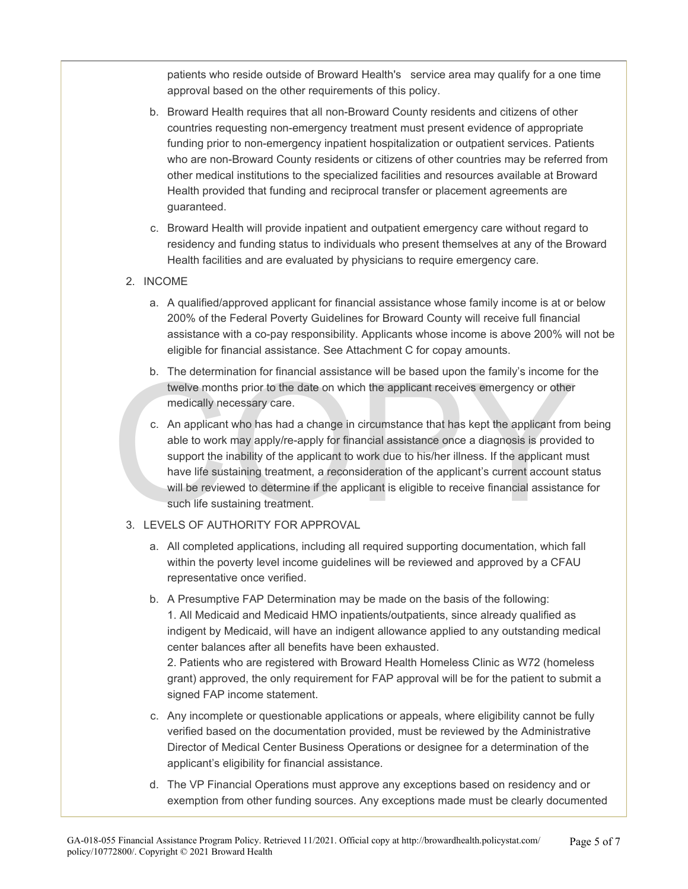patients who reside outside of Broward Health's service area may qualify for a one time approval based on the other requirements of this policy.

b. Broward Health requires that all non-Broward County residents and citizens of other countries requesting non-emergency treatment must present evidence of appropriate funding prior to non-emergency inpatient hospitalization or outpatient services. Patients who are non-Broward County residents or citizens of other countries may be referred from other medical institutions to the specialized facilities and resources available at Broward Health provided that funding and reciprocal transfer or placement agreements are guaranteed.

c. Broward Health will provide inpatient and outpatient emergency care without regard to residency and funding status to individuals who present themselves at any of the Broward Health facilities and are evaluated by physicians to require emergency care.

2. INCOME

   a. A qualified/approved applicant for financial assistance whose family income is at or below 200% of the Federal Poverty Guidelines for Broward County will receive full financial assistance with a co-pay responsibility. Applicants whose income is above 200% will not be eligible for financial assistance. See Attachment C for copay amounts.

   b. The determination for financial assistance will be based upon the family's income for the twelve months prior to the date on which the applicant receives emergency or other medically necessary care.

   c. An applicant who has had a change in circumstance that has kept the applicant from being able to work may apply/re-apply for financial assistance once a diagnosis is provided to support the inability of the applicant to work due to his/her illness. If the applicant must have life sustaining treatment, a reconsideration of the applicant's current account status will be reviewed to determine if the applicant is eligible to receive financial assistance for such life sustaining treatment.

3. LEVELS OF AUTHORITY FOR APPROVAL

   a. All completed applications, including all required supporting documentation, which fall within the poverty level income guidelines will be reviewed and approved by a CFAU representative once verified.

   b. A Presumptive FAP Determination may be made on the basis of the following:
      1. All Medicaid and Medicaid HMO inpatients/outpatients, since already qualified as indigent by Medicaid, will have an indigent allowance applied to any outstanding medical center balances after all benefits have been exhausted.
      2. Patients who are registered with Broward Health Homeless Clinic as W72 (homeless grant) approved, the only requirement for FAP approval will be for the patient to submit a signed FAP income statement.

   c. Any incomplete or questionable applications or appeals, where eligibility cannot be fully verified based on the documentation provided, must be reviewed by the Administrative Director of Medical Center Business Operations or designee for a determination of the applicant's eligibility for financial assistance.

   d. The VP Financial Operations must approve any exceptions based on residency and or exemption from other funding sources. Any exceptions made must be clearly documented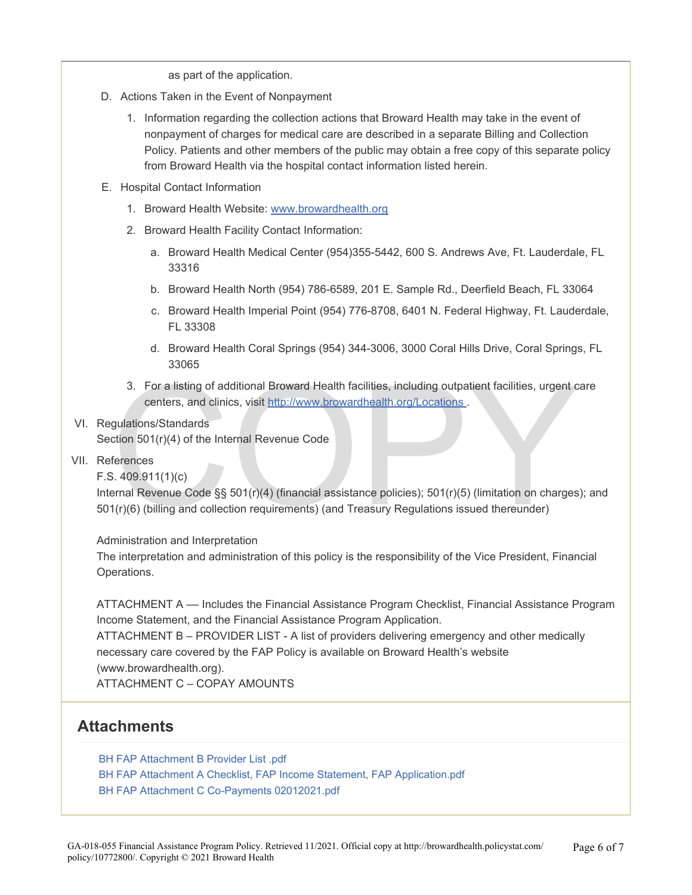as part of the application.

D. Actions Taken in the Event of Nonpayment

   1. Information regarding the collection actions that Broward Health may take in the event of nonpayment of charges for medical care are described in a separate Billing and Collection Policy. Patients and other members of the public may obtain a free copy of this separate policy from Broward Health via the hospital contact information listed herein.

E. Hospital Contact Information

   1. Broward Health Website: [www.browardhealth.org](http://www.browardhealth.org)
   2. Broward Health Facility Contact Information:
      a. Broward Health Medical Center (954)355-5442, 600 S. Andrews Ave, Ft. Lauderdale, FL 33316
      b. Broward Health North (954) 786-6589, 201 E. Sample Rd., Deerfield Beach, FL 33064
      c. Broward Health Imperial Point (954) 776-8708, 6401 N. Federal Highway, Ft. Lauderdale, FL 33308
      d. Broward Health Coral Springs (954) 344-3006, 3000 Coral Hills Drive, Coral Springs, FL 33065
   3. For a listing of additional Broward Health facilities, including outpatient facilities, urgent care centers, and clinics, visit [http://www.browardhealth.org/Locations](http://www.browardhealth.org/Locations) .

VI. Regulations/Standards
Section 501(r)(4) of the Internal Revenue Code

VII. References
F.S. 409.911(1)(c)
Internal Revenue Code §§ 501(r)(4) (financial assistance policies); 501(r)(5) (limitation on charges); and 501(r)(6) (billing and collection requirements) (and Treasury Regulations issued thereunder)

Administration and Interpretation
The interpretation and administration of this policy is the responsibility of the Vice President, Financial Operations.

ATTACHMENT A — Includes the Financial Assistance Program Checklist, Financial Assistance Program Income Statement, and the Financial Assistance Program Application.
ATTACHMENT B – PROVIDER LIST - A list of providers delivering emergency and other medically necessary care covered by the FAP Policy is available on Broward Health's website (www.browardhealth.org).
ATTACHMENT C – COPAY AMOUNTS

## Attachments

BH FAP Attachment B Provider List .pdf
BH FAP Attachment A Checklist, FAP Income Statement, FAP Application.pdf
BH FAP Attachment C Co-Payments 02012021.pdf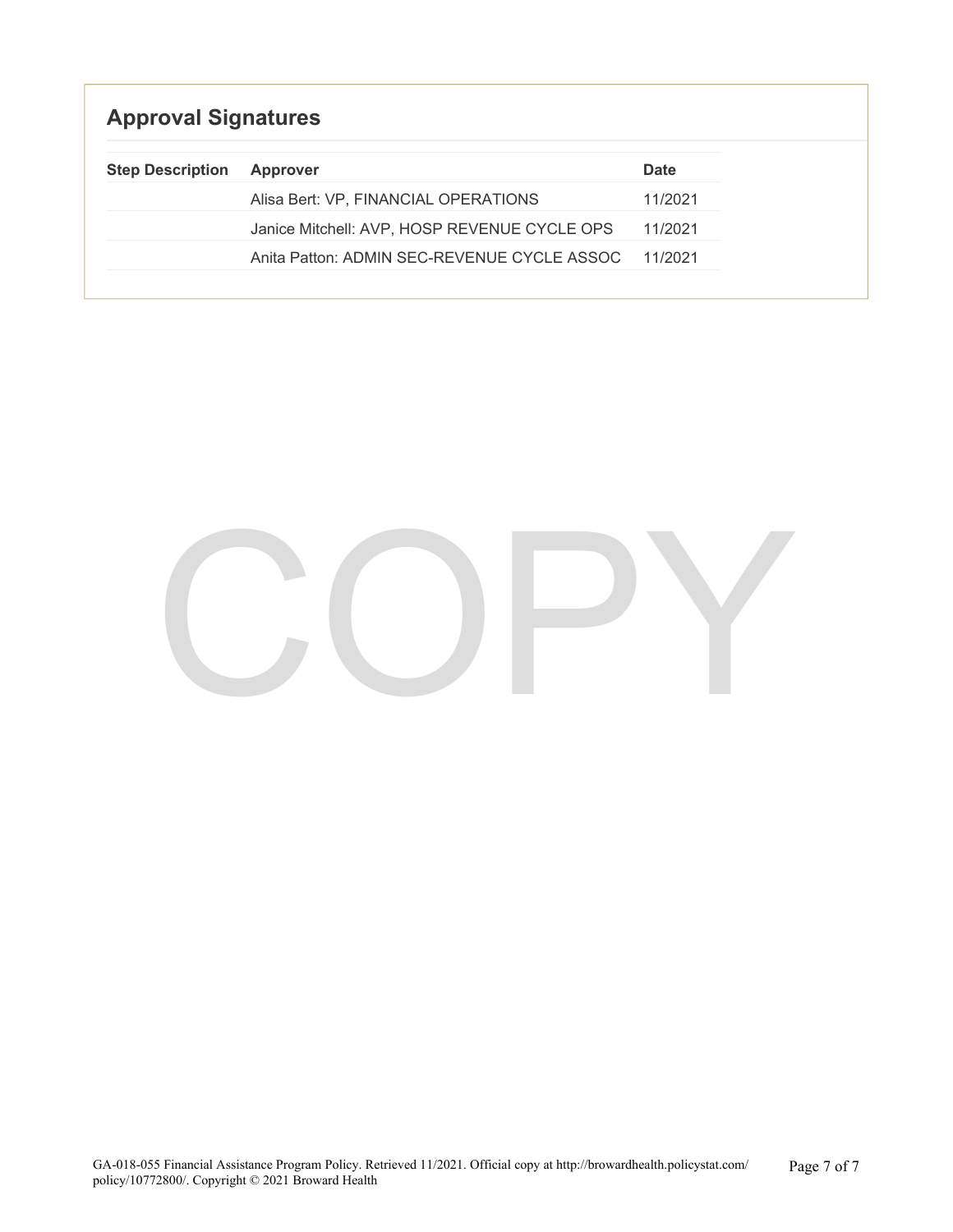## Approval Signatures

| Step Description | Approver | Date |
| --- | --- | --- |
| | Alisa Bert: VP, FINANCIAL OPERATIONS | 11/2021 |
| | Janice Mitchell: AVP, HOSP REVENUE CYCLE OPS | 11/2021 |
| | Anita Patton: ADMIN SEC-REVENUE CYCLE ASSOC | 11/2021 |